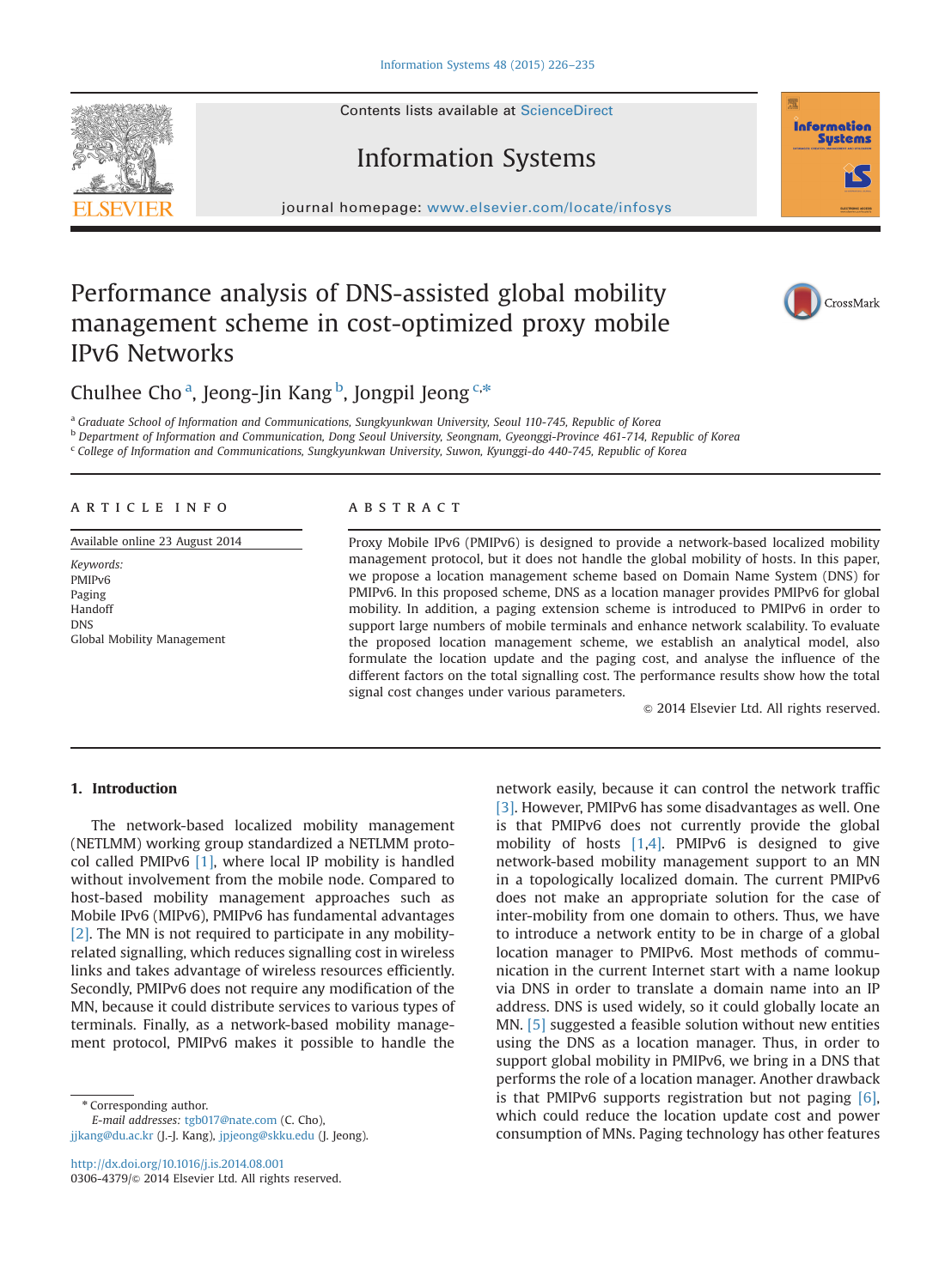Contents lists available at ScienceDirect

# Information Systems

journal homepage: www.elsevier.com/locate/infosys

# Performance analysis of DNS-assisted global mobility management scheme in cost-optimized proxy mobile IPv6 Networks

Chulhee Cho [a], Jeong-Jin Kang [b], Jongpil Jeong [c,*]

[a] Graduate School of Information and Communications, Sungkyunkwan University, Seoul 110-745, Republic of Korea
[b] Department of Information and Communication, Dong Seoul University, Seongnam, Gyeonggi-Province 461-714, Republic of Korea
[c] College of Information and Communications, Sungkyunkwan University, Suwon, Kyunggi-do 440-745, Republic of Korea

## ARTICLE INFO

Available online 23 August 2014

*Keywords:*
PMIPv6
Paging
Handoff
DNS
Global Mobility Management

## ABSTRACT

Proxy Mobile IPv6 (PMIPv6) is designed to provide a network-based localized mobility management protocol, but it does not handle the global mobility of hosts. In this paper, we propose a location management scheme based on Domain Name System (DNS) for PMIPv6. In this proposed scheme, DNS as a location manager provides PMIPv6 for global mobility. In addition, a paging extension scheme is introduced to PMIPv6 in order to support large numbers of mobile terminals and enhance network scalability. To evaluate the proposed location management scheme, we establish an analytical model, also formulate the location update and the paging cost, and analyse the influence of the different factors on the total signalling cost. The performance results show how the total signal cost changes under various parameters.

© 2014 Elsevier Ltd. All rights reserved.

## 1. Introduction

The network-based localized mobility management (NETLMM) working group standardized a NETLMM protocol called PMIPv6 [1], where local IP mobility is handled without involvement from the mobile node. Compared to host-based mobility management approaches such as Mobile IPv6 (MIPv6), PMIPv6 has fundamental advantages [2]. The MN is not required to participate in any mobility-related signalling, which reduces signalling cost in wireless links and takes advantage of wireless resources efficiently. Secondly, PMIPv6 does not require any modification of the MN, because it could distribute services to various types of terminals. Finally, as a network-based mobility management protocol, PMIPv6 makes it possible to handle the network easily, because it can control the network traffic [3]. However, PMIPv6 has some disadvantages as well. One is that PMIPv6 does not currently provide the global mobility of hosts [1,4]. PMIPv6 is designed to give network-based mobility management support to an MN in a topologically localized domain. The current PMIPv6 does not make an appropriate solution for the case of inter-mobility from one domain to others. Thus, we have to introduce a network entity to be in charge of a global location manager to PMIPv6. Most methods of communication in the current Internet start with a name lookup via DNS in order to translate a domain name into an IP address. DNS is used widely, so it could globally locate an MN. [5] suggested a feasible solution without new entities using the DNS as a location manager. Thus, in order to support global mobility in PMIPv6, we bring in a DNS that performs the role of a location manager. Another drawback is that PMIPv6 supports registration but not paging [6], which could reduce the location update cost and power consumption of MNs. Paging technology has other features

* Corresponding author.
*E-mail addresses:* tgb017@nate.com (C. Cho), jjkang@du.ac.kr (J.-J. Kang), jpjeong@skku.edu (J. Jeong).

http://dx.doi.org/10.1016/j.is.2014.08.001
0306-4379/© 2014 Elsevier Ltd. All rights reserved.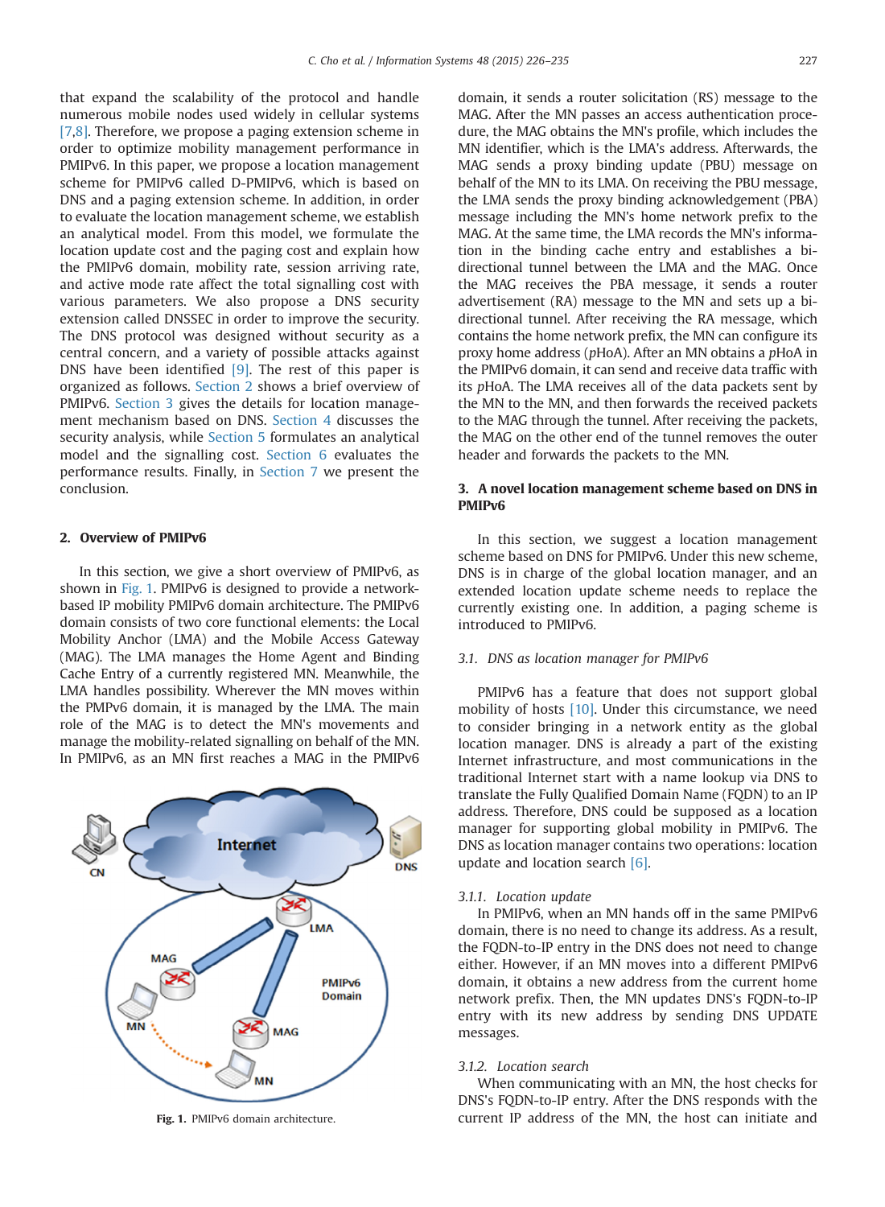that expand the scalability of the protocol and handle numerous mobile nodes used widely in cellular systems [7,8]. Therefore, we propose a paging extension scheme in order to optimize mobility management performance in PMIPv6. In this paper, we propose a location management scheme for PMIPv6 called D-PMIPv6, which is based on DNS and a paging extension scheme. In addition, in order to evaluate the location management scheme, we establish an analytical model. From this model, we formulate the location update cost and the paging cost and explain how the PMIPv6 domain, mobility rate, session arriving rate, and active mode rate affect the total signalling cost with various parameters. We also propose a DNS security extension called DNSSEC in order to improve the security. The DNS protocol was designed without security as a central concern, and a variety of possible attacks against DNS have been identified [9]. The rest of this paper is organized as follows. Section 2 shows a brief overview of PMIPv6. Section 3 gives the details for location management mechanism based on DNS. Section 4 discusses the security analysis, while Section 5 formulates an analytical model and the signalling cost. Section 6 evaluates the performance results. Finally, in Section 7 we present the conclusion.

## 2. Overview of PMIPv6

In this section, we give a short overview of PMIPv6, as shown in Fig. 1. PMIPv6 is designed to provide a network-based IP mobility PMIPv6 domain architecture. The PMIPv6 domain consists of two core functional elements: the Local Mobility Anchor (LMA) and the Mobile Access Gateway (MAG). The LMA manages the Home Agent and Binding Cache Entry of a currently registered MN. Meanwhile, the LMA handles possibility. Wherever the MN moves within the PMPv6 domain, it is managed by the LMA. The main role of the MAG is to detect the MN's movements and manage the mobility-related signalling on behalf of the MN. In PMIPv6, as an MN first reaches a MAG in the PMIPv6 domain, it sends a router solicitation (RS) message to the MAG. After the MN passes an access authentication procedure, the MAG obtains the MN's profile, which includes the MN identifier, which is the LMA's address. Afterwards, the MAG sends a proxy binding update (PBU) message on behalf of the MN to its LMA. On receiving the PBU message, the LMA sends the proxy binding acknowledgement (PBA) message including the MN's home network prefix to the MAG. At the same time, the LMA records the MN's information in the binding cache entry and establishes a bi-directional tunnel between the LMA and the MAG. Once the MAG receives the PBA message, it sends a router advertisement (RA) message to the MN and sets up a bi-directional tunnel. After receiving the RA message, which contains the home network prefix, the MN can configure its proxy home address (*p*HoA). After an MN obtains a *p*HoA in the PMIPv6 domain, it can send and receive data traffic with its *p*HoA. The LMA receives all of the data packets sent by the MN to the MN, and then forwards the received packets to the MAG through the tunnel. After receiving the packets, the MAG on the other end of the tunnel removes the outer header and forwards the packets to the MN.

**Fig. 1.** PMIPv6 domain architecture.

## 3. A novel location management scheme based on DNS in PMIPv6

In this section, we suggest a location management scheme based on DNS for PMIPv6. Under this new scheme, DNS is in charge of the global location manager, and an extended location update scheme needs to replace the currently existing one. In addition, a paging scheme is introduced to PMIPv6.

### 3.1. DNS as location manager for PMIPv6

PMIPv6 has a feature that does not support global mobility of hosts [10]. Under this circumstance, we need to consider bringing in a network entity as the global location manager. DNS is already a part of the existing Internet infrastructure, and most communications in the traditional Internet start with a name lookup via DNS to translate the Fully Qualified Domain Name (FQDN) to an IP address. Therefore, DNS could be supposed as a location manager for supporting global mobility in PMIPv6. The DNS as location manager contains two operations: location update and location search [6].

#### 3.1.1. Location update

In PMIPv6, when an MN hands off in the same PMIPv6 domain, there is no need to change its address. As a result, the FQDN-to-IP entry in the DNS does not need to change either. However, if an MN moves into a different PMIPv6 domain, it obtains a new address from the current home network prefix. Then, the MN updates DNS's FQDN-to-IP entry with its new address by sending DNS UPDATE messages.

#### 3.1.2. Location search

When communicating with an MN, the host checks for DNS's FQDN-to-IP entry. After the DNS responds with the current IP address of the MN, the host can initiate and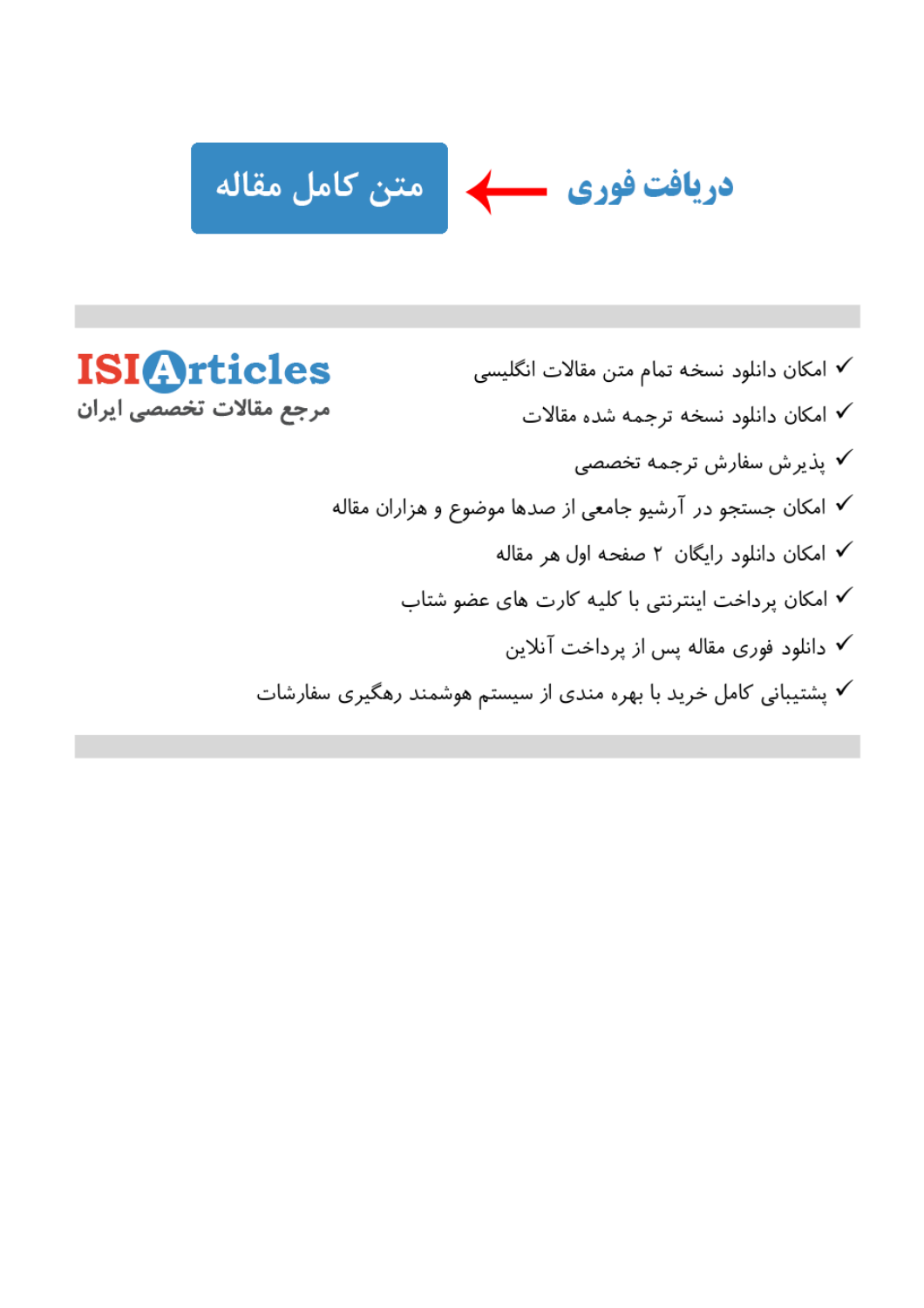دریافت فوری ← **متن کامل مقاله**

**ISIArticles**
مرجع مقالات تخصصی ایران

- ✓ امکان دانلود نسخه تمام متن مقالات انگلیسی
- ✓ امکان دانلود نسخه ترجمه شده مقالات
- ✓ پذیرش سفارش ترجمه تخصصی
- ✓ امکان جستجو در آرشیو جامعی از صدها موضوع و هزاران مقاله
- ✓ امکان دانلود رایگان ۲ صفحه اول هر مقاله
- ✓ امکان پرداخت اینترنتی با کلیه کارت های عضو شتاب
- ✓ دانلود فوری مقاله پس از پرداخت آنلاین
- ✓ پشتیبانی کامل خرید با بهره مندی از سیستم هوشمند رهگیری سفارشات